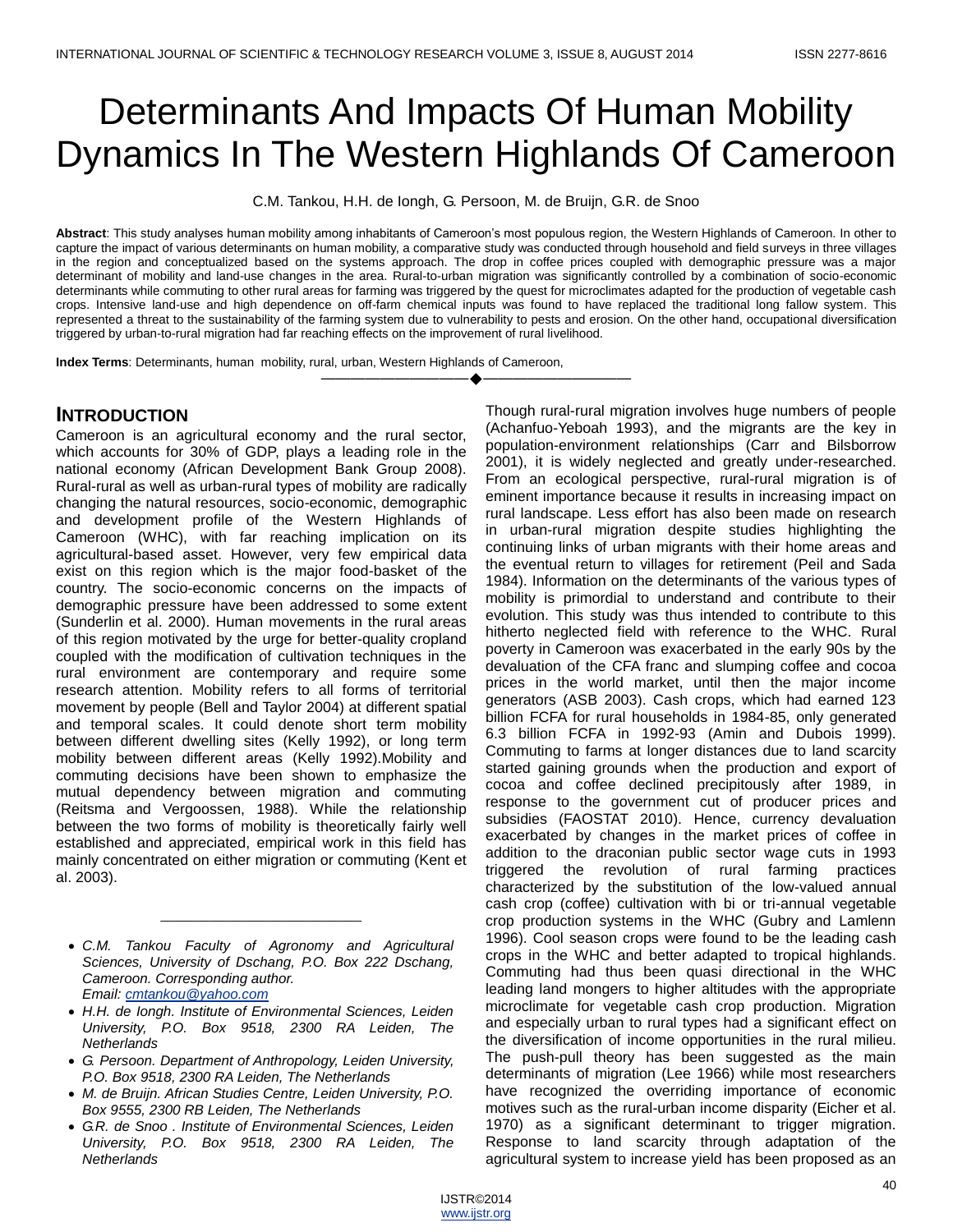# Determinants And Impacts Of Human Mobility Dynamics In The Western Highlands Of Cameroon

C.M. Tankou, H.H. de Iongh, G. Persoon, M. de Bruijn, G.R. de Snoo

**Abstract**: This study analyses human mobility among inhabitants of Cameroon's most populous region, the Western Highlands of Cameroon. In other to capture the impact of various determinants on human mobility, a comparative study was conducted through household and field surveys in three villages in the region and conceptualized based on the systems approach. The drop in coffee prices coupled with demographic pressure was a major determinant of mobility and land-use changes in the area. Rural-to-urban migration was significantly controlled by a combination of socio-economic determinants while commuting to other rural areas for farming was triggered by the quest for microclimates adapted for the production of vegetable cash crops. Intensive land-use and high dependence on off-farm chemical inputs was found to have replaced the traditional long fallow system. This represented a threat to the sustainability of the farming system due to vulnerability to pests and erosion. On the other hand, occupational diversification triggered by urban-to-rural migration had far reaching effects on the improvement of rural livelihood.

**Index Terms**: Determinants, human mobility, rural, urban, Western Highlands of Cameroon,

---

## INTRODUCTION

Cameroon is an agricultural economy and the rural sector, which accounts for 30% of GDP, plays a leading role in the national economy (African Development Bank Group 2008). Rural-rural as well as urban-rural types of mobility are radically changing the natural resources, socio-economic, demographic and development profile of the Western Highlands of Cameroon (WHC), with far reaching implication on its agricultural-based asset. However, very few empirical data exist on this region which is the major food-basket of the country. The socio-economic concerns on the impacts of demographic pressure have been addressed to some extent (Sunderlin et al. 2000). Human movements in the rural areas of this region motivated by the urge for better-quality cropland coupled with the modification of cultivation techniques in the rural environment are contemporary and require some research attention. Mobility refers to all forms of territorial movement by people (Bell and Taylor 2004) at different spatial and temporal scales. It could denote short term mobility between different dwelling sites (Kelly 1992), or long term mobility between different areas (Kelly 1992).Mobility and commuting decisions have been shown to emphasize the mutual dependency between migration and commuting (Reitsma and Vergoossen, 1988). While the relationship between the two forms of mobility is theoretically fairly well established and appreciated, empirical work in this field has mainly concentrated on either migration or commuting (Kent et al. 2003).

- *C.M. Tankou Faculty of Agronomy and Agricultural Sciences, University of Dschang, P.O. Box 222 Dschang, Cameroon. Corresponding author. Email: cmtankou@yahoo.com*
- *H.H. de Iongh. Institute of Environmental Sciences, Leiden University, P.O. Box 9518, 2300 RA Leiden, The Netherlands*
- *G. Persoon. Department of Anthropology, Leiden University, P.O. Box 9518, 2300 RA Leiden, The Netherlands*
- *M. de Bruijn. African Studies Centre, Leiden University, P.O. Box 9555, 2300 RB Leiden, The Netherlands*
- *G.R. de Snoo . Institute of Environmental Sciences, Leiden University, P.O. Box 9518, 2300 RA Leiden, The Netherlands*

Though rural-rural migration involves huge numbers of people (Achanfuo-Yeboah 1993), and the migrants are the key in population-environment relationships (Carr and Bilsborrow 2001), it is widely neglected and greatly under-researched. From an ecological perspective, rural-rural migration is of eminent importance because it results in increasing impact on rural landscape. Less effort has also been made on research in urban-rural migration despite studies highlighting the continuing links of urban migrants with their home areas and the eventual return to villages for retirement (Peil and Sada 1984). Information on the determinants of the various types of mobility is primordial to understand and contribute to their evolution. This study was thus intended to contribute to this hitherto neglected field with reference to the WHC. Rural poverty in Cameroon was exacerbated in the early 90s by the devaluation of the CFA franc and slumping coffee and cocoa prices in the world market, until then the major income generators (ASB 2003). Cash crops, which had earned 123 billion FCFA for rural households in 1984-85, only generated 6.3 billion FCFA in 1992-93 (Amin and Dubois 1999). Commuting to farms at longer distances due to land scarcity started gaining grounds when the production and export of cocoa and coffee declined precipitously after 1989, in response to the government cut of producer prices and subsidies (FAOSTAT 2010). Hence, currency devaluation exacerbated by changes in the market prices of coffee in addition to the draconian public sector wage cuts in 1993 triggered the revolution of rural farming practices characterized by the substitution of the low-valued annual cash crop (coffee) cultivation with bi or tri-annual vegetable crop production systems in the WHC (Gubry and Lamlenn 1996). Cool season crops were found to be the leading cash crops in the WHC and better adapted to tropical highlands. Commuting had thus been quasi directional in the WHC leading land mongers to higher altitudes with the appropriate microclimate for vegetable cash crop production. Migration and especially urban to rural types had a significant effect on the diversification of income opportunities in the rural milieu. The push-pull theory has been suggested as the main determinants of migration (Lee 1966) while most researchers have recognized the overriding importance of economic motives such as the rural-urban income disparity (Eicher et al. 1970) as a significant determinant to trigger migration. Response to land scarcity through adaptation of the agricultural system to increase yield has been proposed as an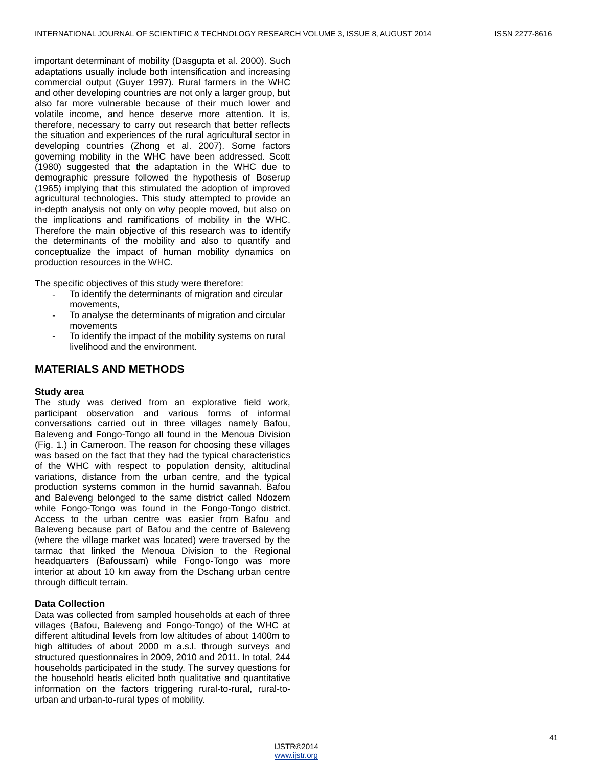important determinant of mobility (Dasgupta et al. 2000). Such adaptations usually include both intensification and increasing commercial output (Guyer 1997). Rural farmers in the WHC and other developing countries are not only a larger group, but also far more vulnerable because of their much lower and volatile income, and hence deserve more attention. It is, therefore, necessary to carry out research that better reflects the situation and experiences of the rural agricultural sector in developing countries (Zhong et al. 2007). Some factors governing mobility in the WHC have been addressed. Scott (1980) suggested that the adaptation in the WHC due to demographic pressure followed the hypothesis of Boserup (1965) implying that this stimulated the adoption of improved agricultural technologies. This study attempted to provide an in-depth analysis not only on why people moved, but also on the implications and ramifications of mobility in the WHC. Therefore the main objective of this research was to identify the determinants of the mobility and also to quantify and conceptualize the impact of human mobility dynamics on production resources in the WHC.

The specific objectives of this study were therefore:

- To identify the determinants of migration and circular movements,
- To analyse the determinants of migration and circular movements
- To identify the impact of the mobility systems on rural livelihood and the environment.

## MATERIALS AND METHODS

### Study area

The study was derived from an explorative field work, participant observation and various forms of informal conversations carried out in three villages namely Bafou, Baleveng and Fongo-Tongo all found in the Menoua Division (Fig. 1.) in Cameroon. The reason for choosing these villages was based on the fact that they had the typical characteristics of the WHC with respect to population density, altitudinal variations, distance from the urban centre, and the typical production systems common in the humid savannah. Bafou and Baleveng belonged to the same district called Ndozem while Fongo-Tongo was found in the Fongo-Tongo district. Access to the urban centre was easier from Bafou and Baleveng because part of Bafou and the centre of Baleveng (where the village market was located) were traversed by the tarmac that linked the Menoua Division to the Regional headquarters (Bafoussam) while Fongo-Tongo was more interior at about 10 km away from the Dschang urban centre through difficult terrain.

### Data Collection

Data was collected from sampled households at each of three villages (Bafou, Baleveng and Fongo-Tongo) of the WHC at different altitudinal levels from low altitudes of about 1400m to high altitudes of about 2000 m a.s.l. through surveys and structured questionnaires in 2009, 2010 and 2011. In total, 244 households participated in the study. The survey questions for the household heads elicited both qualitative and quantitative information on the factors triggering rural-to-rural, rural-to-urban and urban-to-rural types of mobility.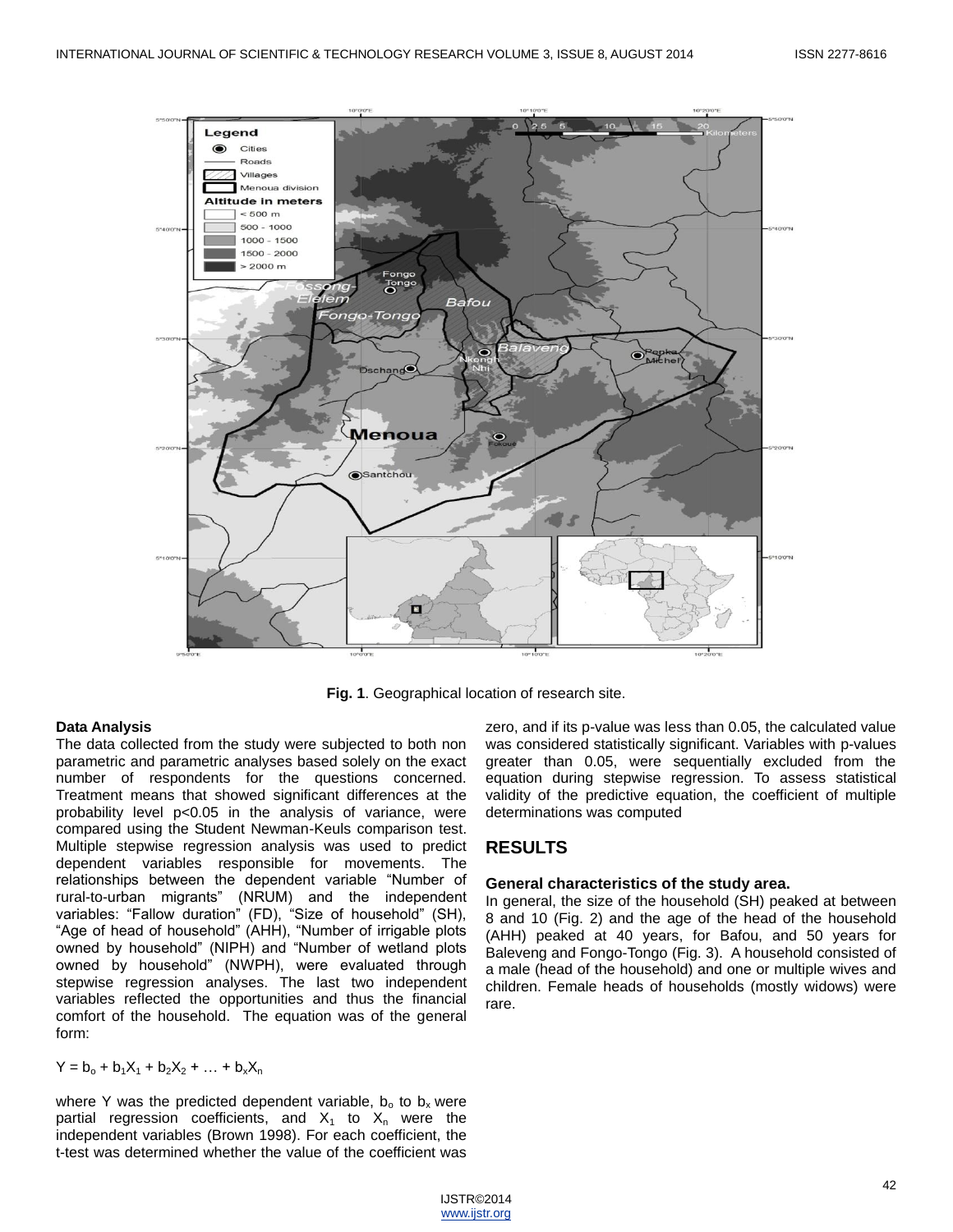Fig. 1. Geographical location of research site.

**Data Analysis**

The data collected from the study were subjected to both non parametric and parametric analyses based solely on the exact number of respondents for the questions concerned. Treatment means that showed significant differences at the probability level $p<0.05$ in the analysis of variance, were compared using the Student Newman-Keuls comparison test. Multiple stepwise regression analysis was used to predict dependent variables responsible for movements. The relationships between the dependent variable "Number of rural-to-urban migrants" (NRUM) and the independent variables: "Fallow duration" (FD), "Size of household" (SH), "Age of head of household" (AHH), "Number of irrigable plots owned by household" (NIPH) and "Number of wetland plots owned by household" (NWPH), were evaluated through stepwise regression analyses. The last two independent variables reflected the opportunities and thus the financial comfort of the household. The equation was of the general form:

$$Y = b_o + b_1X_1 + b_2X_2 + \ldots + b_xX_n$$

where Y was the predicted dependent variable, $b_o$ to $b_x$ were partial regression coefficients, and $X_1$ to $X_n$ were the independent variables (Brown 1998). For each coefficient, the t-test was determined whether the value of the coefficient was zero, and if its p-value was less than 0.05, the calculated value was considered statistically significant. Variables with p-values greater than 0.05, were sequentially excluded from the equation during stepwise regression. To assess statistical validity of the predictive equation, the coefficient of multiple determinations was computed

## RESULTS

**General characteristics of the study area.**

In general, the size of the household (SH) peaked at between 8 and 10 (Fig. 2) and the age of the head of the household (AHH) peaked at 40 years, for Bafou, and 50 years for Baleveng and Fongo-Tongo (Fig. 3). A household consisted of a male (head of the household) and one or multiple wives and children. Female heads of households (mostly widows) were rare.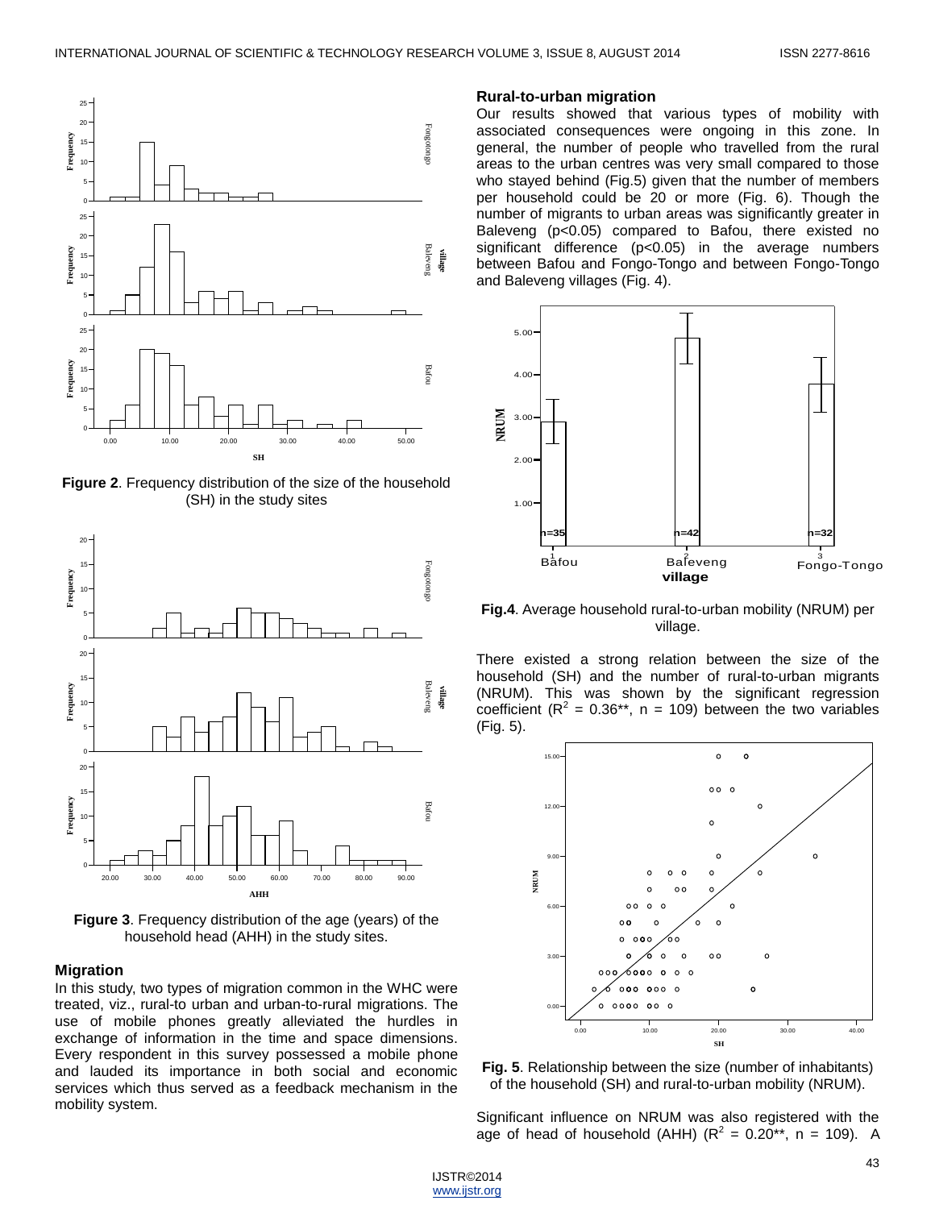**Figure 2**. Frequency distribution of the size of the household (SH) in the study sites

**Figure 3**. Frequency distribution of the age (years) of the household head (AHH) in the study sites.

### Migration

In this study, two types of migration common in the WHC were treated, viz., rural-to urban and urban-to-rural migrations. The use of mobile phones greatly alleviated the hurdles in exchange of information in the time and space dimensions. Every respondent in this survey possessed a mobile phone and lauded its importance in both social and economic services which thus served as a feedback mechanism in the mobility system.

### Rural-to-urban migration

Our results showed that various types of mobility with associated consequences were ongoing in this zone. In general, the number of people who travelled from the rural areas to the urban centres was very small compared to those who stayed behind (Fig.5) given that the number of members per household could be 20 or more (Fig. 6). Though the number of migrants to urban areas was significantly greater in Baleveng ($p<0.05$) compared to Bafou, there existed no significant difference ($p<0.05$) in the average numbers between Bafou and Fongo-Tongo and between Fongo-Tongo and Baleveng villages (Fig. 4).

**Fig.4**. Average household rural-to-urban mobility (NRUM) per village.

There existed a strong relation between the size of the household (SH) and the number of rural-to-urban migrants (NRUM). This was shown by the significant regression coefficient ($R^2$ = 0.36**, n = 109) between the two variables (Fig. 5).

**Fig. 5**. Relationship between the size (number of inhabitants) of the household (SH) and rural-to-urban mobility (NRUM).

Significant influence on NRUM was also registered with the age of head of household (AHH) ($R^2$ = 0.20**, n = 109). A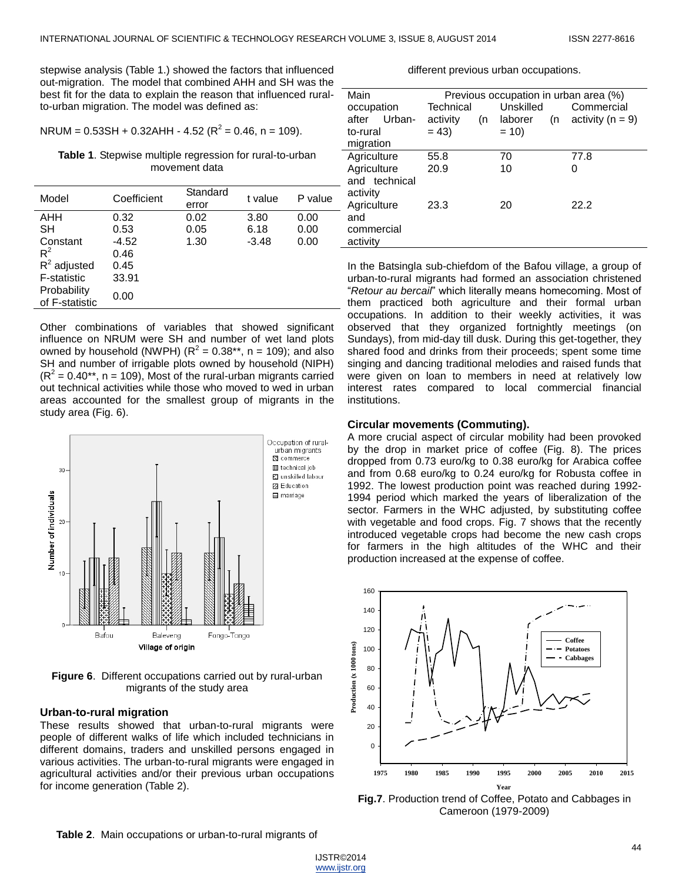stepwise analysis (Table 1.) showed the factors that influenced out-migration. The model that combined AHH and SH was the best fit for the data to explain the reason that influenced rural-to-urban migration. The model was defined as:

$$NRUM = 0.53SH + 0.32AHH - 4.52 \ (R^2 = 0.46, n = 109).$$

**Table 1**. Stepwise multiple regression for rural-to-urban movement data

| Model | Coefficient | Standard error | t value | P value |
|---|---|---|---|---|
| AHH | 0.32 | 0.02 | 3.80 | 0.00 |
| SH | 0.53 | 0.05 | 6.18 | 0.00 |
| Constant | -4.52 | 1.30 | -3.48 | 0.00 |
| $R^2$ | 0.46 | | | |
| $R^2$ adjusted | 0.45 | | | |
| F-statistic | 33.91 | | | |
| Probability of F-statistic | 0.00 | | | |

Other combinations of variables that showed significant influence on NRUM were SH and number of wet land plots owned by household (NWPH) ($R^2 = 0.38^{**}$, n = 109); and also SH and number of irrigable plots owned by household (NIPH) ($R^2 = 0.40^{**}$, n = 109), Most of the rural-urban migrants carried out technical activities while those who moved to wed in urban areas accounted for the smallest group of migrants in the study area (Fig. 6).

**Figure 6**. Different occupations carried out by rural-urban migrants of the study area

## Urban-to-rural migration

These results showed that urban-to-rural migrants were people of different walks of life which included technicians in different domains, traders and unskilled persons engaged in various activities. The urban-to-rural migrants were engaged in agricultural activities and/or their previous urban occupations for income generation (Table 2).

**Table 2**. Main occupations or urban-to-rural migrants of different previous urban occupations.

| Main occupation after Urban-to-rural migration | Previous occupation in urban area (%) | | |
|---|---|---|---|
| | Technical activity (n = 43) | Unskilled laborer (n = 10) | Commercial activity (n = 9) |
| Agriculture | 55.8 | 70 | 77.8 |
| Agriculture and technical activity | 20.9 | 10 | 0 |
| Agriculture and commercial activity | 23.3 | 20 | 22.2 |

In the Batsingla sub-chiefdom of the Bafou village, a group of urban-to-rural migrants had formed an association christened "*Retour au bercail*" which literally means homecoming. Most of them practiced both agriculture and their formal urban occupations. In addition to their weekly activities, it was observed that they organized fortnightly meetings (on Sundays), from mid-day till dusk. During this get-together, they shared food and drinks from their proceeds; spent some time singing and dancing traditional melodies and raised funds that were given on loan to members in need at relatively low interest rates compared to local commercial financial institutions.

## Circular movements (Commuting).

A more crucial aspect of circular mobility had been provoked by the drop in market price of coffee (Fig. 8). The prices dropped from 0.73 euro/kg to 0.38 euro/kg for Arabica coffee and from 0.68 euro/kg to 0.24 euro/kg for Robusta coffee in 1992. The lowest production point was reached during 1992-1994 period which marked the years of liberalization of the sector. Farmers in the WHC adjusted, by substituting coffee with vegetable and food crops. Fig. 7 shows that the recently introduced vegetable crops had become the new cash crops for farmers in the high altitudes of the WHC and their production increased at the expense of coffee.

**Fig.7**. Production trend of Coffee, Potato and Cabbages in Cameroon (1979-2009)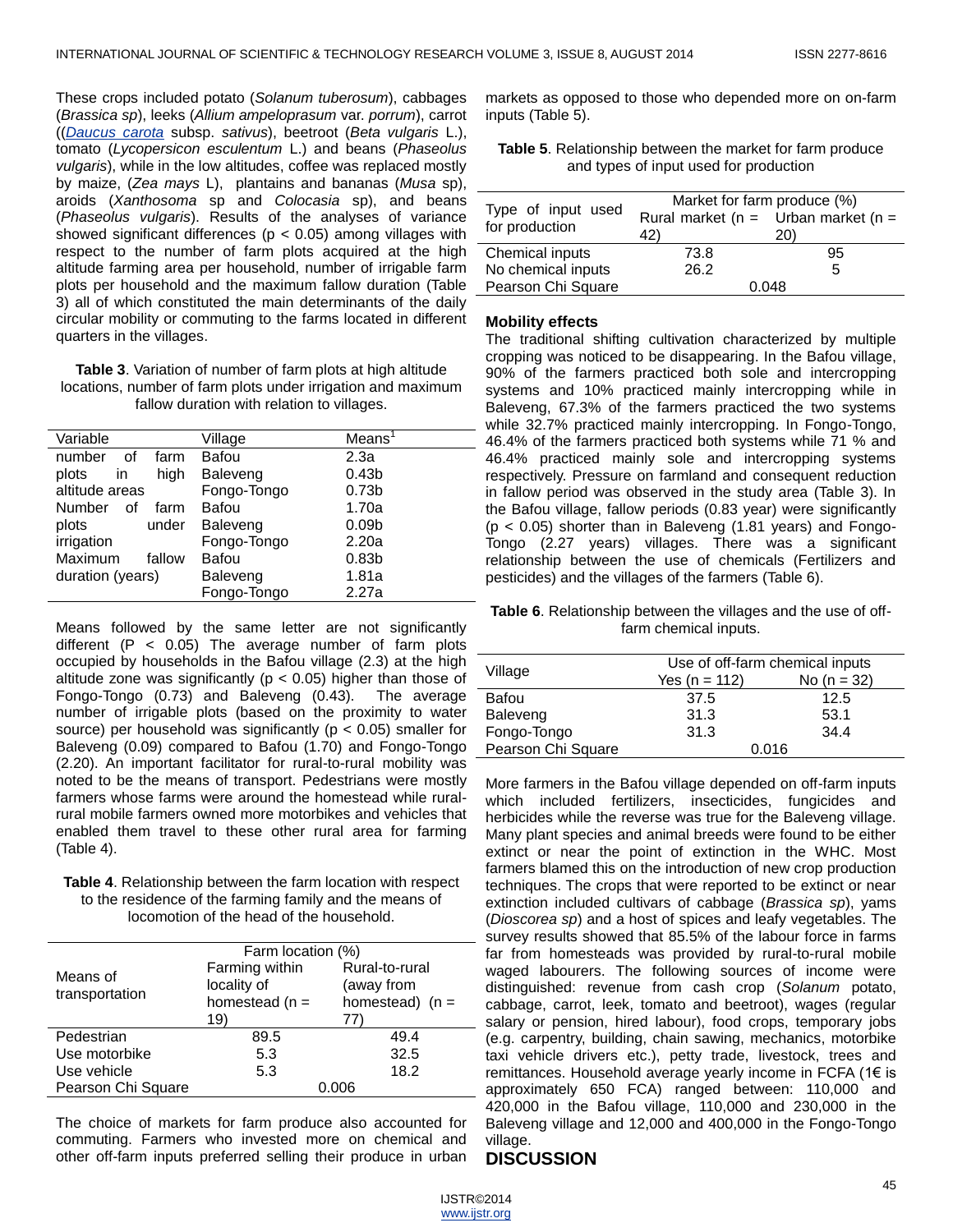These crops included potato (*Solanum tuberosum*), cabbages (*Brassica sp*), leeks (*Allium ampeloprasum* var. *porrum*), carrot ((*Daucus carota* subsp. *sativus*), beetroot (*Beta vulgaris* L.), tomato (*Lycopersicon esculentum* L.) and beans (*Phaseolus vulgaris*), while in the low altitudes, coffee was replaced mostly by maize, (*Zea mays* L), plantains and bananas (*Musa* sp), aroids (*Xanthosoma* sp and *Colocasia* sp), and beans (*Phaseolus vulgaris*). Results of the analyses of variance showed significant differences ($p < 0.05$) among villages with respect to the number of farm plots acquired at the high altitude farming area per household, number of irrigable farm plots per household and the maximum fallow duration (Table 3) all of which constituted the main determinants of the daily circular mobility or commuting to the farms located in different quarters in the villages.

**Table 3**. Variation of number of farm plots at high altitude locations, number of farm plots under irrigation and maximum fallow duration with relation to villages.

| Variable | Village | Means[1] |
|---|---|---|
| number of farm plots in high altitude areas | Bafou | 2.3a |
| | Baleveng | 0.43b |
| | Fongo-Tongo | 0.73b |
| Number of farm plots under irrigation | Bafou | 1.70a |
| | Baleveng | 0.09b |
| | Fongo-Tongo | 2.20a |
| Maximum fallow duration (years) | Bafou | 0.83b |
| | Baleveng | 1.81a |
| | Fongo-Tongo | 2.27a |

Means followed by the same letter are not significantly different ($P < 0.05$) The average number of farm plots occupied by households in the Bafou village (2.3) at the high altitude zone was significantly ($p < 0.05$) higher than those of Fongo-Tongo (0.73) and Baleveng (0.43). The average number of irrigable plots (based on the proximity to water source) per household was significantly ($p < 0.05$) smaller for Baleveng (0.09) compared to Bafou (1.70) and Fongo-Tongo (2.20). An important facilitator for rural-to-rural mobility was noted to be the means of transport. Pedestrians were mostly farmers whose farms were around the homestead while rural-rural mobile farmers owned more motorbikes and vehicles that enabled them travel to these other rural area for farming (Table 4).

**Table 4**. Relationship between the farm location with respect to the residence of the farming family and the means of locomotion of the head of the household.

| Means of transportation | Farm location (%) | |
|---|---|---|
| | Farming within locality of homestead (n = 19) | Rural-to-rural (away from homestead) (n = 77) |
| Pedestrian | 89.5 | 49.4 |
| Use motorbike | 5.3 | 32.5 |
| Use vehicle | 5.3 | 18.2 |
| Pearson Chi Square | 0.006 | |

The choice of markets for farm produce also accounted for commuting. Farmers who invested more on chemical and other off-farm inputs preferred selling their produce in urban markets as opposed to those who depended more on on-farm inputs (Table 5).

**Table 5**. Relationship between the market for farm produce and types of input used for production

| Type of input used for production | Market for farm produce (%) | |
|---|---|---|
| | Rural market (n = 42) | Urban market (n = 20) |
| Chemical inputs | 73.8 | 95 |
| No chemical inputs | 26.2 | 5 |
| Pearson Chi Square | 0.048 | |

### Mobility effects

The traditional shifting cultivation characterized by multiple cropping was noticed to be disappearing. In the Bafou village, 90% of the farmers practiced both sole and intercropping systems and 10% practiced mainly intercropping while in Baleveng, 67.3% of the farmers practiced the two systems while 32.7% practiced mainly intercropping. In Fongo-Tongo, 46.4% of the farmers practiced both systems while 71 % and 46.4% practiced mainly sole and intercropping systems respectively. Pressure on farmland and consequent reduction in fallow period was observed in the study area (Table 3). In the Bafou village, fallow periods (0.83 year) were significantly ($p < 0.05$) shorter than in Baleveng (1.81 years) and Fongo-Tongo (2.27 years) villages. There was a significant relationship between the use of chemicals (Fertilizers and pesticides) and the villages of the farmers (Table 6).

**Table 6**. Relationship between the villages and the use of off-farm chemical inputs.

| Village | Use of off-farm chemical inputs | |
|---|---|---|
| | Yes (n = 112) | No (n = 32) |
| Bafou | 37.5 | 12.5 |
| Baleveng | 31.3 | 53.1 |
| Fongo-Tongo | 31.3 | 34.4 |
| Pearson Chi Square | 0.016 | |

More farmers in the Bafou village depended on off-farm inputs which included fertilizers, insecticides, fungicides and herbicides while the reverse was true for the Baleveng village. Many plant species and animal breeds were found to be either extinct or near the point of extinction in the WHC. Most farmers blamed this on the introduction of new crop production techniques. The crops that were reported to be extinct or near extinction included cultivars of cabbage (*Brassica sp*), yams (*Dioscorea sp*) and a host of spices and leafy vegetables. The survey results showed that 85.5% of the labour force in farms far from homesteads was provided by rural-to-rural mobile waged labourers. The following sources of income were distinguished: revenue from cash crop (*Solanum* potato, cabbage, carrot, leek, tomato and beetroot), wages (regular salary or pension, hired labour), food crops, temporary jobs (e.g. carpentry, building, chain sawing, mechanics, motorbike taxi vehicle drivers etc.), petty trade, livestock, trees and remittances. Household average yearly income in FCFA (1€ is approximately 650 FCA) ranged between: 110,000 and 420,000 in the Bafou village, 110,000 and 230,000 in the Baleveng village and 12,000 and 400,000 in the Fongo-Tongo village.

## DISCUSSION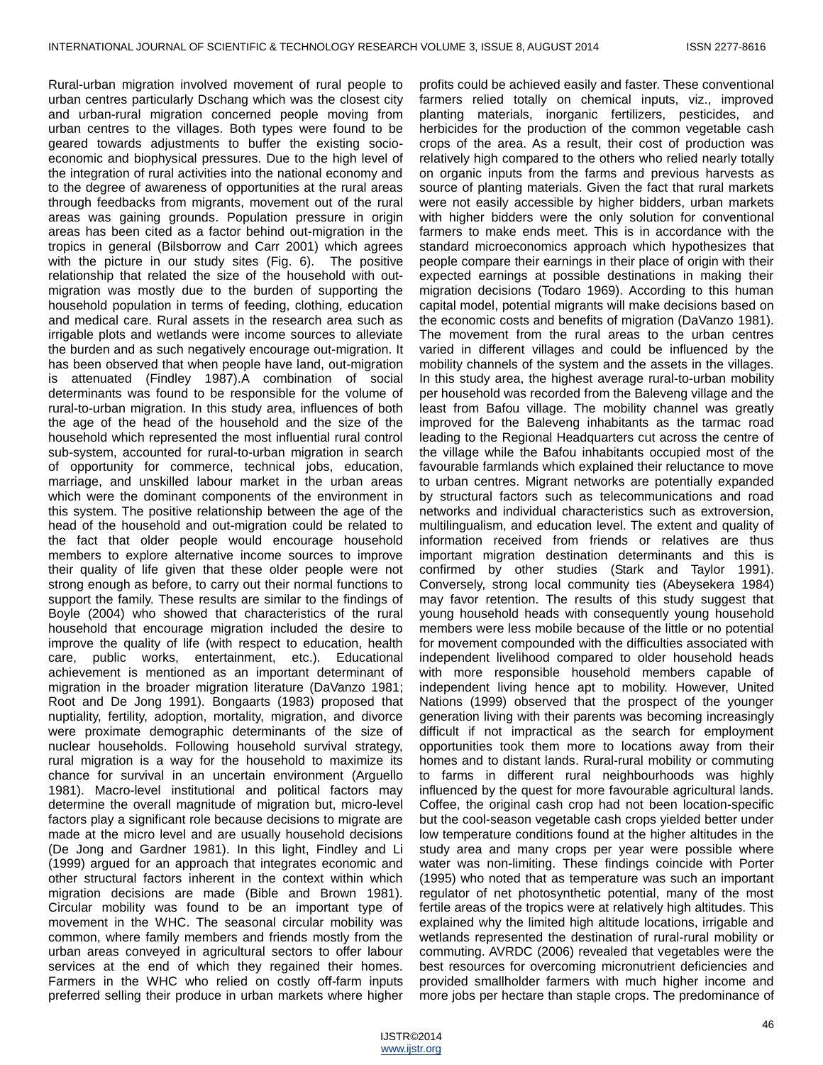Rural-urban migration involved movement of rural people to urban centres particularly Dschang which was the closest city and urban-rural migration concerned people moving from urban centres to the villages. Both types were found to be geared towards adjustments to buffer the existing socio-economic and biophysical pressures. Due to the high level of the integration of rural activities into the national economy and to the degree of awareness of opportunities at the rural areas through feedbacks from migrants, movement out of the rural areas was gaining grounds. Population pressure in origin areas has been cited as a factor behind out-migration in the tropics in general (Bilsborrow and Carr 2001) which agrees with the picture in our study sites (Fig. 6). The positive relationship that related the size of the household with out-migration was mostly due to the burden of supporting the household population in terms of feeding, clothing, education and medical care. Rural assets in the research area such as irrigable plots and wetlands were income sources to alleviate the burden and as such negatively encourage out-migration. It has been observed that when people have land, out-migration is attenuated (Findley 1987).A combination of social determinants was found to be responsible for the volume of rural-to-urban migration. In this study area, influences of both the age of the head of the household and the size of the household which represented the most influential rural control sub-system, accounted for rural-to-urban migration in search of opportunity for commerce, technical jobs, education, marriage, and unskilled labour market in the urban areas which were the dominant components of the environment in this system. The positive relationship between the age of the head of the household and out-migration could be related to the fact that older people would encourage household members to explore alternative income sources to improve their quality of life given that these older people were not strong enough as before, to carry out their normal functions to support the family. These results are similar to the findings of Boyle (2004) who showed that characteristics of the rural household that encourage migration included the desire to improve the quality of life (with respect to education, health care, public works, entertainment, etc.). Educational achievement is mentioned as an important determinant of migration in the broader migration literature (DaVanzo 1981; Root and De Jong 1991). Bongaarts (1983) proposed that nuptiality, fertility, adoption, mortality, migration, and divorce were proximate demographic determinants of the size of nuclear households. Following household survival strategy, rural migration is a way for the household to maximize its chance for survival in an uncertain environment (Arguello 1981). Macro-level institutional and political factors may determine the overall magnitude of migration but, micro-level factors play a significant role because decisions to migrate are made at the micro level and are usually household decisions (De Jong and Gardner 1981). In this light, Findley and Li (1999) argued for an approach that integrates economic and other structural factors inherent in the context within which migration decisions are made (Bible and Brown 1981). Circular mobility was found to be an important type of movement in the WHC. The seasonal circular mobility was common, where family members and friends mostly from the urban areas conveyed in agricultural sectors to offer labour services at the end of which they regained their homes. Farmers in the WHC who relied on costly off-farm inputs preferred selling their produce in urban markets where higher profits could be achieved easily and faster. These conventional farmers relied totally on chemical inputs, viz., improved planting materials, inorganic fertilizers, pesticides, and herbicides for the production of the common vegetable cash crops of the area. As a result, their cost of production was relatively high compared to the others who relied nearly totally on organic inputs from the farms and previous harvests as source of planting materials. Given the fact that rural markets were not easily accessible by higher bidders, urban markets with higher bidders were the only solution for conventional farmers to make ends meet. This is in accordance with the standard microeconomics approach which hypothesizes that people compare their earnings in their place of origin with their expected earnings at possible destinations in making their migration decisions (Todaro 1969). According to this human capital model, potential migrants will make decisions based on the economic costs and benefits of migration (DaVanzo 1981). The movement from the rural areas to the urban centres varied in different villages and could be influenced by the mobility channels of the system and the assets in the villages. In this study area, the highest average rural-to-urban mobility per household was recorded from the Baleveng village and the least from Bafou village. The mobility channel was greatly improved for the Baleveng inhabitants as the tarmac road leading to the Regional Headquarters cut across the centre of the village while the Bafou inhabitants occupied most of the favourable farmlands which explained their reluctance to move to urban centres. Migrant networks are potentially expanded by structural factors such as telecommunications and road networks and individual characteristics such as extroversion, multilingualism, and education level. The extent and quality of information received from friends or relatives are thus important migration destination determinants and this is confirmed by other studies (Stark and Taylor 1991). Conversely, strong local community ties (Abeysekera 1984) may favor retention. The results of this study suggest that young household heads with consequently young household members were less mobile because of the little or no potential for movement compounded with the difficulties associated with independent livelihood compared to older household heads with more responsible household members capable of independent living hence apt to mobility. However, United Nations (1999) observed that the prospect of the younger generation living with their parents was becoming increasingly difficult if not impractical as the search for employment opportunities took them more to locations away from their homes and to distant lands. Rural-rural mobility or commuting to farms in different rural neighbourhoods was highly influenced by the quest for more favourable agricultural lands. Coffee, the original cash crop had not been location-specific but the cool-season vegetable cash crops yielded better under low temperature conditions found at the higher altitudes in the study area and many crops per year were possible where water was non-limiting. These findings coincide with Porter (1995) who noted that as temperature was such an important regulator of net photosynthetic potential, many of the most fertile areas of the tropics were at relatively high altitudes. This explained why the limited high altitude locations, irrigable and wetlands represented the destination of rural-rural mobility or commuting. AVRDC (2006) revealed that vegetables were the best resources for overcoming micronutrient deficiencies and provided smallholder farmers with much higher income and more jobs per hectare than staple crops. The predominance of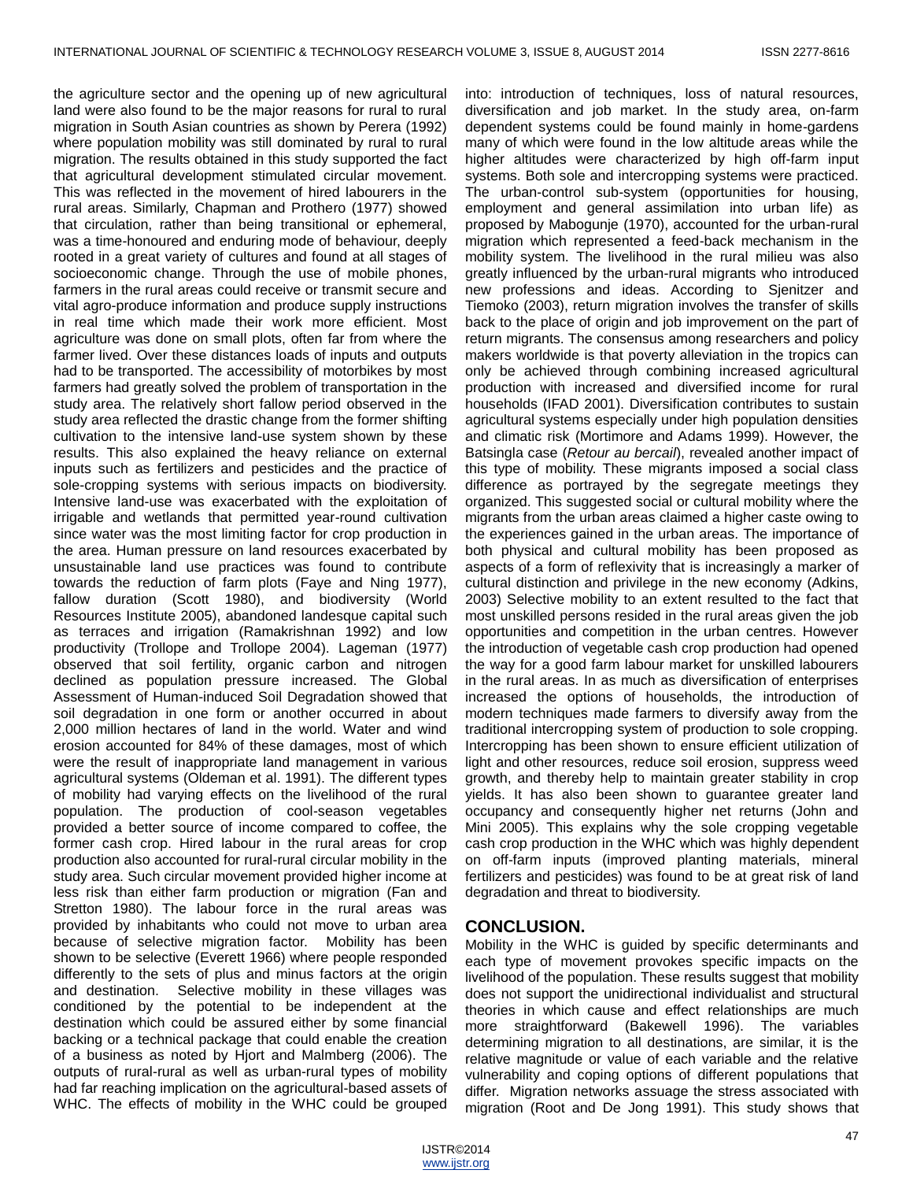the agriculture sector and the opening up of new agricultural land were also found to be the major reasons for rural to rural migration in South Asian countries as shown by Perera (1992) where population mobility was still dominated by rural to rural migration. The results obtained in this study supported the fact that agricultural development stimulated circular movement. This was reflected in the movement of hired labourers in the rural areas. Similarly, Chapman and Prothero (1977) showed that circulation, rather than being transitional or ephemeral, was a time-honoured and enduring mode of behaviour, deeply rooted in a great variety of cultures and found at all stages of socioeconomic change. Through the use of mobile phones, farmers in the rural areas could receive or transmit secure and vital agro-produce information and produce supply instructions in real time which made their work more efficient. Most agriculture was done on small plots, often far from where the farmer lived. Over these distances loads of inputs and outputs had to be transported. The accessibility of motorbikes by most farmers had greatly solved the problem of transportation in the study area. The relatively short fallow period observed in the study area reflected the drastic change from the former shifting cultivation to the intensive land-use system shown by these results. This also explained the heavy reliance on external inputs such as fertilizers and pesticides and the practice of sole-cropping systems with serious impacts on biodiversity. Intensive land-use was exacerbated with the exploitation of irrigable and wetlands that permitted year-round cultivation since water was the most limiting factor for crop production in the area. Human pressure on land resources exacerbated by unsustainable land use practices was found to contribute towards the reduction of farm plots (Faye and Ning 1977), fallow duration (Scott 1980), and biodiversity (World Resources Institute 2005), abandoned landesque capital such as terraces and irrigation (Ramakrishnan 1992) and low productivity (Trollope and Trollope 2004). Lageman (1977) observed that soil fertility, organic carbon and nitrogen declined as population pressure increased. The Global Assessment of Human-induced Soil Degradation showed that soil degradation in one form or another occurred in about 2,000 million hectares of land in the world. Water and wind erosion accounted for 84% of these damages, most of which were the result of inappropriate land management in various agricultural systems (Oldeman et al. 1991). The different types of mobility had varying effects on the livelihood of the rural population. The production of cool-season vegetables provided a better source of income compared to coffee, the former cash crop. Hired labour in the rural areas for crop production also accounted for rural-rural circular mobility in the study area. Such circular movement provided higher income at less risk than either farm production or migration (Fan and Stretton 1980). The labour force in the rural areas was provided by inhabitants who could not move to urban area because of selective migration factor. Mobility has been shown to be selective (Everett 1966) where people responded differently to the sets of plus and minus factors at the origin and destination. Selective mobility in these villages was conditioned by the potential to be independent at the destination which could be assured either by some financial backing or a technical package that could enable the creation of a business as noted by Hjort and Malmberg (2006). The outputs of rural-rural as well as urban-rural types of mobility had far reaching implication on the agricultural-based assets of WHC. The effects of mobility in the WHC could be grouped into: introduction of techniques, loss of natural resources, diversification and job market. In the study area, on-farm dependent systems could be found mainly in home-gardens many of which were found in the low altitude areas while the higher altitudes were characterized by high off-farm input systems. Both sole and intercropping systems were practiced. The urban-control sub-system (opportunities for housing, employment and general assimilation into urban life) as proposed by Mabogunje (1970), accounted for the urban-rural migration which represented a feed-back mechanism in the mobility system. The livelihood in the rural milieu was also greatly influenced by the urban-rural migrants who introduced new professions and ideas. According to Sjenitzer and Tiemoko (2003), return migration involves the transfer of skills back to the place of origin and job improvement on the part of return migrants. The consensus among researchers and policy makers worldwide is that poverty alleviation in the tropics can only be achieved through combining increased agricultural production with increased and diversified income for rural households (IFAD 2001). Diversification contributes to sustain agricultural systems especially under high population densities and climatic risk (Mortimore and Adams 1999). However, the Batsingla case (*Retour au bercail*), revealed another impact of this type of mobility. These migrants imposed a social class difference as portrayed by the segregate meetings they organized. This suggested social or cultural mobility where the migrants from the urban areas claimed a higher caste owing to the experiences gained in the urban areas. The importance of both physical and cultural mobility has been proposed as aspects of a form of reflexivity that is increasingly a marker of cultural distinction and privilege in the new economy (Adkins, 2003) Selective mobility to an extent resulted to the fact that most unskilled persons resided in the rural areas given the job opportunities and competition in the urban centres. However the introduction of vegetable cash crop production had opened the way for a good farm labour market for unskilled labourers in the rural areas. In as much as diversification of enterprises increased the options of households, the introduction of modern techniques made farmers to diversify away from the traditional intercropping system of production to sole cropping. Intercropping has been shown to ensure efficient utilization of light and other resources, reduce soil erosion, suppress weed growth, and thereby help to maintain greater stability in crop yields. It has also been shown to guarantee greater land occupancy and consequently higher net returns (John and Mini 2005). This explains why the sole cropping vegetable cash crop production in the WHC which was highly dependent on off-farm inputs (improved planting materials, mineral fertilizers and pesticides) was found to be at great risk of land degradation and threat to biodiversity.

## CONCLUSION.

Mobility in the WHC is guided by specific determinants and each type of movement provokes specific impacts on the livelihood of the population. These results suggest that mobility does not support the unidirectional individualist and structural theories in which cause and effect relationships are much more straightforward (Bakewell 1996). The variables determining migration to all destinations, are similar, it is the relative magnitude or value of each variable and the relative vulnerability and coping options of different populations that differ. Migration networks assuage the stress associated with migration (Root and De Jong 1991). This study shows that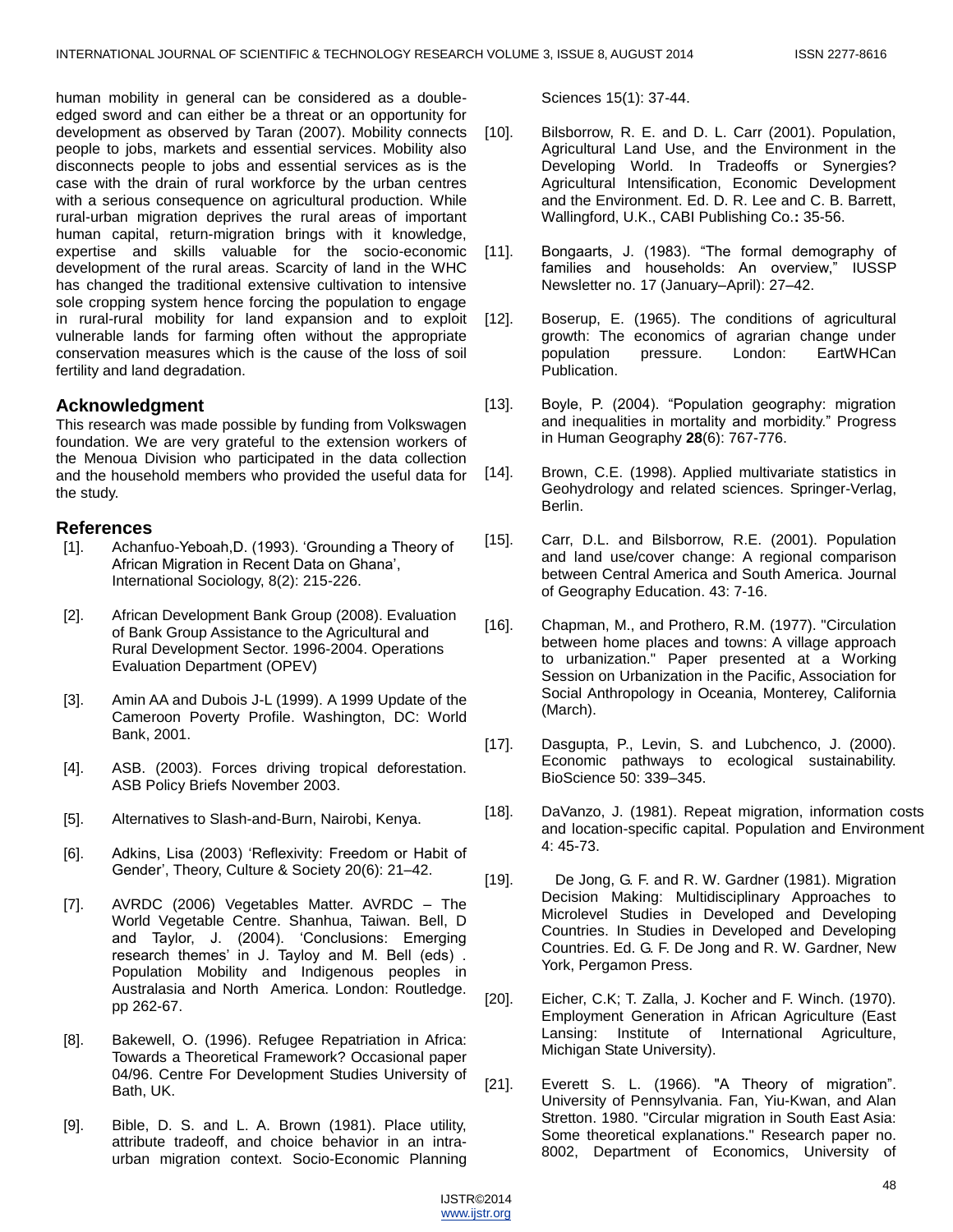human mobility in general can be considered as a double-edged sword and can either be a threat or an opportunity for development as observed by Taran (2007). Mobility connects people to jobs, markets and essential services. Mobility also disconnects people to jobs and essential services as is the case with the drain of rural workforce by the urban centres with a serious consequence on agricultural production. While rural-urban migration deprives the rural areas of important human capital, return-migration brings with it knowledge, expertise and skills valuable for the socio-economic development of the rural areas. Scarcity of land in the WHC has changed the traditional extensive cultivation to intensive sole cropping system hence forcing the population to engage in rural-rural mobility for land expansion and to exploit vulnerable lands for farming often without the appropriate conservation measures which is the cause of the loss of soil fertility and land degradation.

## Acknowledgment

This research was made possible by funding from Volkswagen foundation. We are very grateful to the extension workers of the Menoua Division who participated in the data collection and the household members who provided the useful data for the study.

## References

[1]. Achanfuo-Yeboah,D. (1993). 'Grounding a Theory of African Migration in Recent Data on Ghana', International Sociology, 8(2): 215-226.

[2]. African Development Bank Group (2008). Evaluation of Bank Group Assistance to the Agricultural and Rural Development Sector. 1996-2004. Operations Evaluation Department (OPEV)

[3]. Amin AA and Dubois J-L (1999). A 1999 Update of the Cameroon Poverty Profile. Washington, DC: World Bank, 2001.

[4]. ASB. (2003). Forces driving tropical deforestation. ASB Policy Briefs November 2003.

[5]. Alternatives to Slash-and-Burn, Nairobi, Kenya.

[6]. Adkins, Lisa (2003) 'Reflexivity: Freedom or Habit of Gender', Theory, Culture & Society 20(6): 21–42.

[7]. AVRDC (2006) Vegetables Matter. AVRDC – The World Vegetable Centre. Shanhua, Taiwan. Bell, D and Taylor, J. (2004). 'Conclusions: Emerging research themes' in J. Tayloy and M. Bell (eds) . Population Mobility and Indigenous peoples in Australasia and North America. London: Routledge. pp 262-67.

[8]. Bakewell, O. (1996). Refugee Repatriation in Africa: Towards a Theoretical Framework? Occasional paper 04/96. Centre For Development Studies University of Bath, UK.

[9]. Bible, D. S. and L. A. Brown (1981). Place utility, attribute tradeoff, and choice behavior in an intra-urban migration context. Socio-Economic Planning Sciences 15(1): 37-44.

[10]. Bilsborrow, R. E. and D. L. Carr (2001). Population, Agricultural Land Use, and the Environment in the Developing World. In Tradeoffs or Synergies? Agricultural Intensification, Economic Development and the Environment. Ed. D. R. Lee and C. B. Barrett, Wallingford, U.K., CABI Publishing Co.**:** 35-56.

[11]. Bongaarts, J. (1983). "The formal demography of families and households: An overview," IUSSP Newsletter no. 17 (January–April): 27–42.

[12]. Boserup, E. (1965). The conditions of agricultural growth: The economics of agrarian change under population pressure. London: EartWHCan Publication.

[13]. Boyle, P. (2004). "Population geography: migration and inequalities in mortality and morbidity." Progress in Human Geography **28**(6): 767-776.

[14]. Brown, C.E. (1998). Applied multivariate statistics in Geohydrology and related sciences. Springer-Verlag, Berlin.

[15]. Carr, D.L. and Bilsborrow, R.E. (2001). Population and land use/cover change: A regional comparison between Central America and South America. Journal of Geography Education. 43: 7-16.

[16]. Chapman, M., and Prothero, R.M. (1977). "Circulation between home places and towns: A village approach to urbanization." Paper presented at a Working Session on Urbanization in the Pacific, Association for Social Anthropology in Oceania, Monterey, California (March).

[17]. Dasgupta, P., Levin, S. and Lubchenco, J. (2000). Economic pathways to ecological sustainability. BioScience 50: 339–345.

[18]. DaVanzo, J. (1981). Repeat migration, information costs and location-specific capital. Population and Environment 4: 45-73.

[19]. De Jong, G. F. and R. W. Gardner (1981). Migration Decision Making: Multidisciplinary Approaches to Microlevel Studies in Developed and Developing Countries. In Studies in Developed and Developing Countries. Ed. G. F. De Jong and R. W. Gardner, New York, Pergamon Press.

[20]. Eicher, C.K; T. Zalla, J. Kocher and F. Winch. (1970). Employment Generation in African Agriculture (East Lansing: Institute of International Agriculture, Michigan State University).

[21]. Everett S. L. (1966). "A Theory of migration". University of Pennsylvania. Fan, Yiu-Kwan, and Alan Stretton. 1980. "Circular migration in South East Asia: Some theoretical explanations." Research paper no. 8002, Department of Economics, University of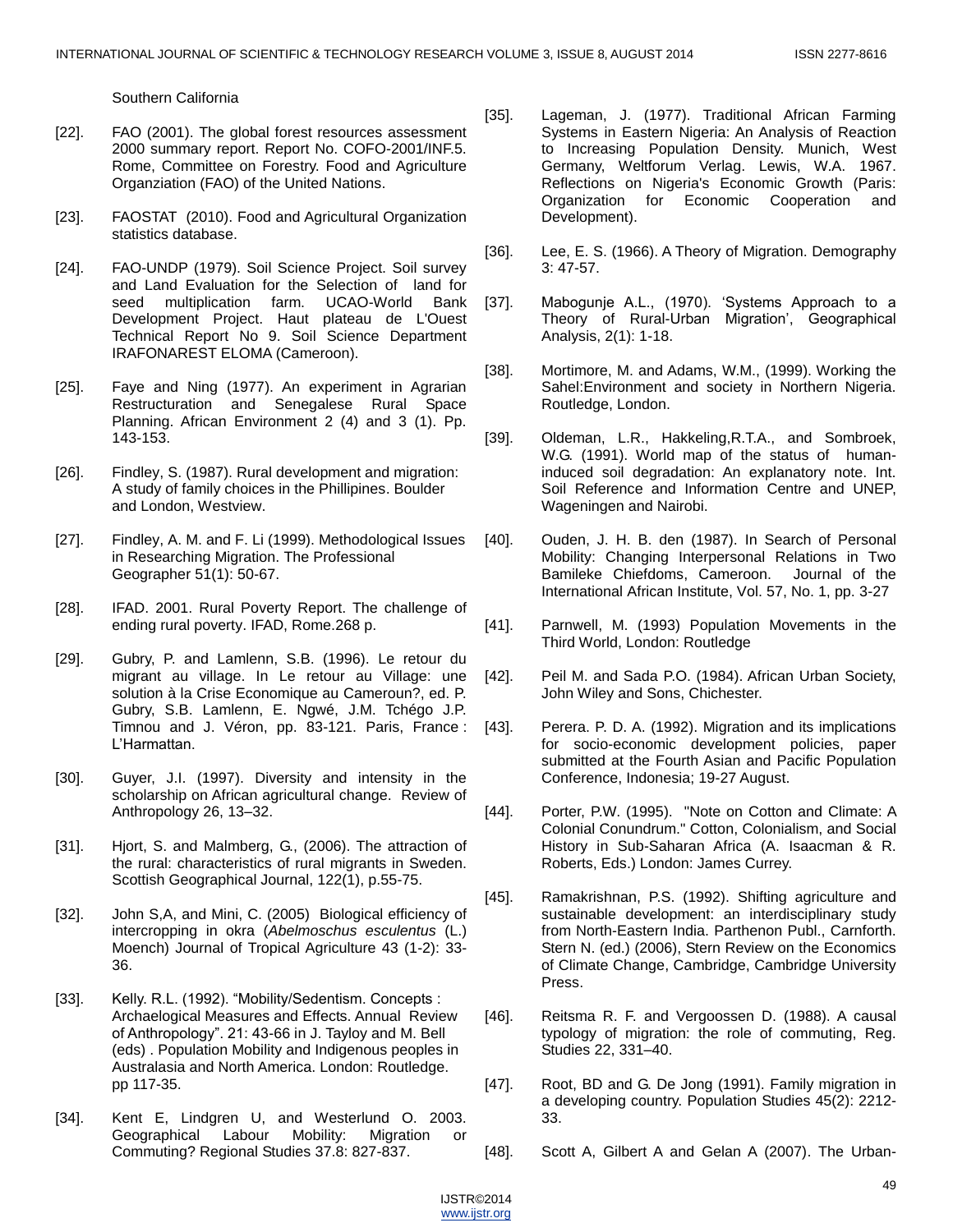Southern California

[22]. FAO (2001). The global forest resources assessment 2000 summary report. Report No. COFO-2001/INF.5. Rome, Committee on Forestry. Food and Agriculture Organziation (FAO) of the United Nations.

[23]. FAOSTAT (2010). Food and Agricultural Organization statistics database.

[24]. FAO-UNDP (1979). Soil Science Project. Soil survey and Land Evaluation for the Selection of land for seed multiplication farm. UCAO-World Bank Development Project. Haut plateau de L'Ouest Technical Report No 9. Soil Science Department IRAFONAREST ELOMA (Cameroon).

[25]. Faye and Ning (1977). An experiment in Agrarian Restructuration and Senegalese Rural Space Planning. African Environment 2 (4) and 3 (1). Pp. 143-153.

[26]. Findley, S. (1987). Rural development and migration: A study of family choices in the Phillipines. Boulder and London, Westview.

[27]. Findley, A. M. and F. Li (1999). Methodological Issues in Researching Migration. The Professional Geographer 51(1): 50-67.

[28]. IFAD. 2001. Rural Poverty Report. The challenge of ending rural poverty. IFAD, Rome.268 p.

[29]. Gubry, P. and Lamlenn, S.B. (1996). Le retour du migrant au village. In Le retour au Village: une solution à la Crise Economique au Cameroun?, ed. P. Gubry, S.B. Lamlenn, E. Ngwé, J.M. Tchégo J.P. Timnou and J. Véron, pp. 83-121. Paris, France : L'Harmattan.

[30]. Guyer, J.I. (1997). Diversity and intensity in the scholarship on African agricultural change. Review of Anthropology 26, 13–32.

[31]. Hjort, S. and Malmberg, G., (2006). The attraction of the rural: characteristics of rural migrants in Sweden. Scottish Geographical Journal, 122(1), p.55-75.

[32]. John S,A, and Mini, C. (2005) Biological efficiency of intercropping in okra (*Abelmoschus esculentus* (L.) Moench) Journal of Tropical Agriculture 43 (1-2): 33-36.

[33]. Kelly. R.L. (1992). "Mobility/Sedentism. Concepts : Archaeological Measures and Effects. Annual Review of Anthropology". 21: 43-66 in J. Tayloy and M. Bell (eds) . Population Mobility and Indigenous peoples in Australasia and North America. London: Routledge. pp 117-35.

[34]. Kent E, Lindgren U, and Westerlund O. 2003. Geographical Labour Mobility: Migration or Commuting? Regional Studies 37.8: 827-837.

[35]. Lageman, J. (1977). Traditional African Farming Systems in Eastern Nigeria: An Analysis of Reaction to Increasing Population Density. Munich, West Germany, Weltforum Verlag. Lewis, W.A. 1967. Reflections on Nigeria's Economic Growth (Paris: Organization for Economic Cooperation and Development).

[36]. Lee, E. S. (1966). A Theory of Migration. Demography 3: 47-57.

[37]. Mabogunje A.L., (1970). 'Systems Approach to a Theory of Rural-Urban Migration', Geographical Analysis, 2(1): 1-18.

[38]. Mortimore, M. and Adams, W.M., (1999). Working the Sahel:Environment and society in Northern Nigeria. Routledge, London.

[39]. Oldeman, L.R., Hakkeling,R.T.A., and Sombroek, W.G. (1991). World map of the status of human-induced soil degradation: An explanatory note. Int. Soil Reference and Information Centre and UNEP, Wageningen and Nairobi.

[40]. Ouden, J. H. B. den (1987). In Search of Personal Mobility: Changing Interpersonal Relations in Two Bamileke Chiefdoms, Cameroon. Journal of the International African Institute, Vol. 57, No. 1, pp. 3-27

[41]. Parnwell, M. (1993) Population Movements in the Third World, London: Routledge

[42]. Peil M. and Sada P.O. (1984). African Urban Society, John Wiley and Sons, Chichester.

[43]. Perera. P. D. A. (1992). Migration and its implications for socio-economic development policies, paper submitted at the Fourth Asian and Pacific Population Conference, Indonesia; 19-27 August.

[44]. Porter, P.W. (1995). "Note on Cotton and Climate: A Colonial Conundrum." Cotton, Colonialism, and Social History in Sub-Saharan Africa (A. Isaacman & R. Roberts, Eds.) London: James Currey.

[45]. Ramakrishnan, P.S. (1992). Shifting agriculture and sustainable development: an interdisciplinary study from North-Eastern India. Parthenon Publ., Carnforth. Stern N. (ed.) (2006), Stern Review on the Economics of Climate Change, Cambridge, Cambridge University Press.

[46]. Reitsma R. F. and Vergoossen D. (1988). A causal typology of migration: the role of commuting, Reg. Studies 22, 331–40.

[47]. Root, BD and G. De Jong (1991). Family migration in a developing country. Population Studies 45(2): 2212-33.

[48]. Scott A, Gilbert A and Gelan A (2007). The Urban-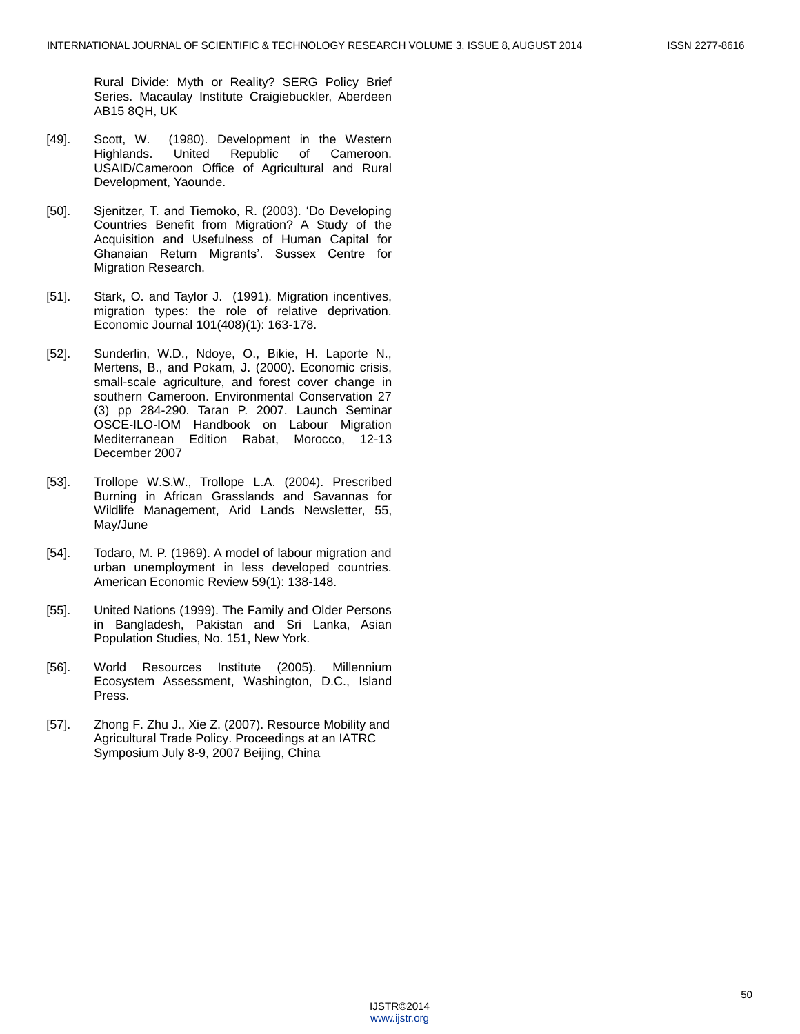Rural Divide: Myth or Reality? SERG Policy Brief Series. Macaulay Institute Craigiebuckler, Aberdeen AB15 8QH, UK

[49]. Scott, W. (1980). Development in the Western Highlands. United Republic of Cameroon. USAID/Cameroon Office of Agricultural and Rural Development, Yaounde.

[50]. Sjenitzer, T. and Tiemoko, R. (2003). 'Do Developing Countries Benefit from Migration? A Study of the Acquisition and Usefulness of Human Capital for Ghanaian Return Migrants'. Sussex Centre for Migration Research.

[51]. Stark, O. and Taylor J. (1991). Migration incentives, migration types: the role of relative deprivation. Economic Journal 101(408)(1): 163-178.

[52]. Sunderlin, W.D., Ndoye, O., Bikie, H. Laporte N., Mertens, B., and Pokam, J. (2000). Economic crisis, small-scale agriculture, and forest cover change in southern Cameroon. Environmental Conservation 27 (3) pp 284-290. Taran P. 2007. Launch Seminar OSCE-ILO-IOM Handbook on Labour Migration Mediterranean Edition Rabat, Morocco, 12-13 December 2007

[53]. Trollope W.S.W., Trollope L.A. (2004). Prescribed Burning in African Grasslands and Savannas for Wildlife Management, Arid Lands Newsletter, 55, May/June

[54]. Todaro, M. P. (1969). A model of labour migration and urban unemployment in less developed countries. American Economic Review 59(1): 138-148.

[55]. United Nations (1999). The Family and Older Persons in Bangladesh, Pakistan and Sri Lanka, Asian Population Studies, No. 151, New York.

[56]. World Resources Institute (2005). Millennium Ecosystem Assessment, Washington, D.C., Island Press.

[57]. Zhong F. Zhu J., Xie Z. (2007). Resource Mobility and Agricultural Trade Policy. Proceedings at an IATRC Symposium July 8-9, 2007 Beijing, China